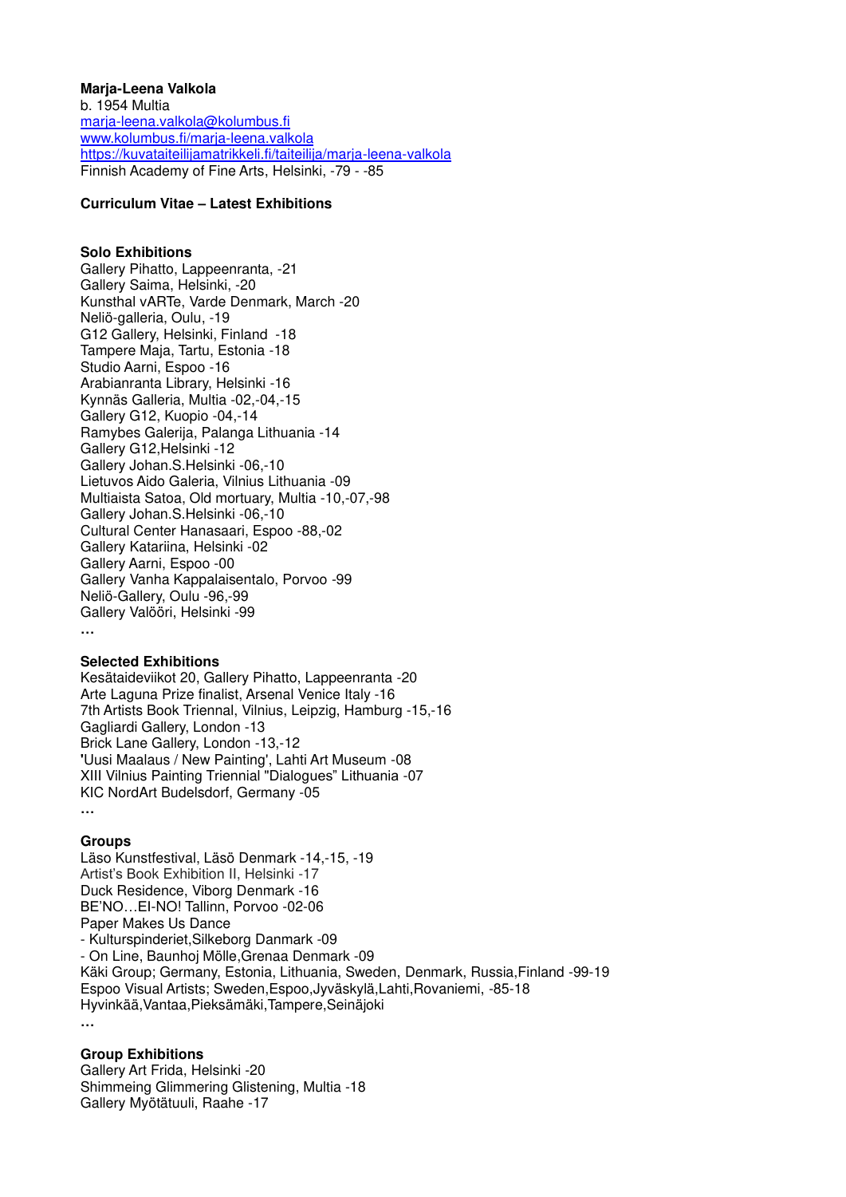**Marja-Leena Valkola**
b. 1954 Multia
marja-leena.valkola@kolumbus.fi
www.kolumbus.fi/marja-leena.valkola
https://kuvataiteilijamatrikkeli.fi/taiteilija/marja-leena-valkola
Finnish Academy of Fine Arts, Helsinki, -79 - -85

**Curriculum Vitae – Latest Exhibitions**

**Solo Exhibitions**
Gallery Pihatto, Lappeenranta, -21
Gallery Saima, Helsinki, -20
Kunsthal vARTe, Varde Denmark, March -20
Neliö-galleria, Oulu, -19
G12 Gallery, Helsinki, Finland -18
Tampere Maja, Tartu, Estonia -18
Studio Aarni, Espoo -16
Arabianranta Library, Helsinki -16
Kynnäs Galleria, Multia -02,-04,-15
Gallery G12, Kuopio -04,-14
Ramybes Galerija, Palanga Lithuania -14
Gallery G12,Helsinki -12
Gallery Johan.S.Helsinki -06,-10
Lietuvos Aido Galeria, Vilnius Lithuania -09
Multiaista Satoa, Old mortuary, Multia -10,-07,-98
Gallery Johan.S.Helsinki -06,-10
Cultural Center Hanasaari, Espoo -88,-02
Gallery Katariina, Helsinki -02
Gallery Aarni, Espoo -00
Gallery Vanha Kappalaisentalo, Porvoo -99
Neliö-Gallery, Oulu -96,-99
Gallery Valööri, Helsinki -99
…

**Selected Exhibitions**
Kesätaideviikot 20, Gallery Pihatto, Lappeenranta -20
Arte Laguna Prize finalist, Arsenal Venice Italy -16
7th Artists Book Triennal, Vilnius, Leipzig, Hamburg -15,-16
Gagliardi Gallery, London -13
Brick Lane Gallery, London -13,-12
'Uusi Maalaus / New Painting', Lahti Art Museum -08
XIII Vilnius Painting Triennial "Dialogues" Lithuania -07
KIC NordArt Budelsdorf, Germany -05
…

**Groups**
Läso Kunstfestival, Läsö Denmark -14,-15, -19
Artist's Book Exhibition II, Helsinki -17
Duck Residence, Viborg Denmark -16
BE'NO…EI-NO! Tallinn, Porvoo -02-06
Paper Makes Us Dance
- Kulturspinderiet,Silkeborg Danmark -09
- On Line, Baunhoj Mölle,Grenaa Denmark -09
Käki Group; Germany, Estonia, Lithuania, Sweden, Denmark, Russia,Finland -99-19
Espoo Visual Artists; Sweden,Espoo,Jyväskylä,Lahti,Rovaniemi, -85-18
Hyvinkää,Vantaa,Pieksämäki,Tampere,Seinäjoki
…

**Group Exhibitions**
Gallery Art Frida, Helsinki -20
Shimmeing Glimmering Glistening, Multia -18
Gallery Myötätuuli, Raahe -17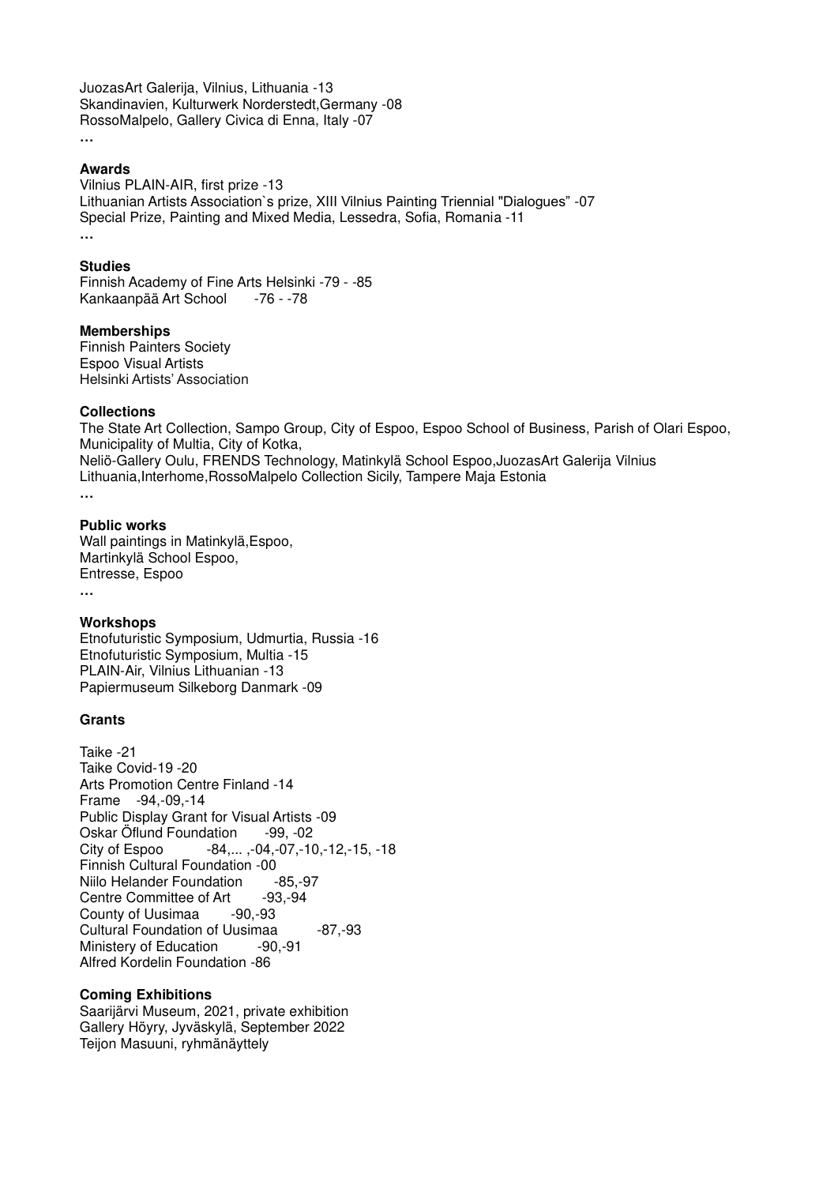JuozasArt Galerija, Vilnius, Lithuania -13
Skandinavien, Kulturwerk Norderstedt,Germany -08
RossoMalpelo, Gallery Civica di Enna, Italy -07
...

**Awards**

Vilnius PLAIN-AIR, first prize -13
Lithuanian Artists Association`s prize, XIII Vilnius Painting Triennial "Dialogues" -07
Special Prize, Painting and Mixed Media, Lessedra, Sofia, Romania -11
...

**Studies**

Finnish Academy of Fine Arts Helsinki -79 - -85
Kankaanpää Art School -76 - -78

**Memberships**

Finnish Painters Society
Espoo Visual Artists
Helsinki Artists' Association

**Collections**

The State Art Collection, Sampo Group, City of Espoo, Espoo School of Business, Parish of Olari Espoo, Municipality of Multia, City of Kotka,
Neliö-Gallery Oulu, FRENDS Technology, Matinkylä School Espoo,JuozasArt Galerija Vilnius Lithuania,Interhome,RossoMalpelo Collection Sicily, Tampere Maja Estonia
...

**Public works**

Wall paintings in Matinkylä,Espoo,
Martinkylä School Espoo,
Entresse, Espoo
...

**Workshops**

Etnofuturistic Symposium, Udmurtia, Russia -16
Etnofuturistic Symposium, Multia -15
PLAIN-Air, Vilnius Lithuanian -13
Papiermuseum Silkeborg Danmark -09

**Grants**

Taike -21
Taike Covid-19 -20
Arts Promotion Centre Finland -14
Frame -94,-09,-14
Public Display Grant for Visual Artists -09
Oskar Öflund Foundation -99, -02
City of Espoo -84,... ,-04,-07,-10,-12,-15, -18
Finnish Cultural Foundation -00
Niilo Helander Foundation -85,-97
Centre Committee of Art -93,-94
County of Uusimaa -90,-93
Cultural Foundation of Uusimaa -87,-93
Ministery of Education -90,-91
Alfred Kordelin Foundation -86

**Coming Exhibitions**

Saarijärvi Museum, 2021, private exhibition
Gallery Höyry, Jyväskylä, September 2022
Teijon Masuuni, ryhmänäyttely